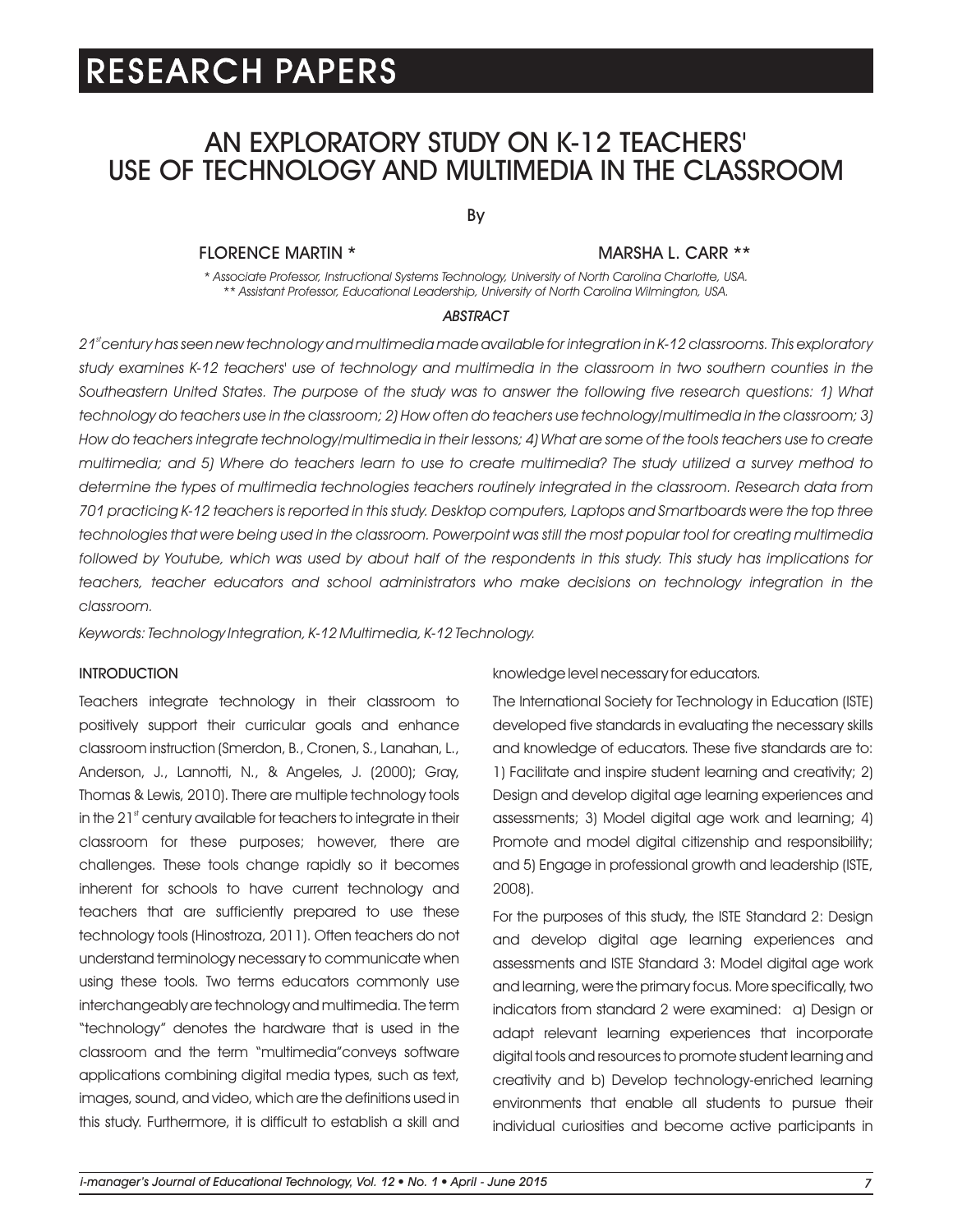RESEARCH PAPERS

# AN EXPLORATORY STUDY ON K-12 TEACHERS' USE OF TECHNOLOGY AND MULTIMEDIA IN THE CLASSROOM

By

FLORENCE MARTIN * MARSHA L. CARR **

*\* Associate Professor, Instructional Systems Technology, University of North Carolina Charlotte, USA.*
*\*\* Assistant Professor, Educational Leadership, University of North Carolina Wilmington, USA.*

### ABSTRACT

*21st century has seen new technology and multimedia made available for integration in K-12 classrooms. This exploratory study examines K-12 teachers' use of technology and multimedia in the classroom in two southern counties in the Southeastern United States. The purpose of the study was to answer the following five research questions: 1) What technology do teachers use in the classroom; 2) How often do teachers use technology/multimedia in the classroom; 3) How do teachers integrate technology/multimedia in their lessons; 4) What are some of the tools teachers use to create multimedia; and 5) Where do teachers learn to use to create multimedia? The study utilized a survey method to determine the types of multimedia technologies teachers routinely integrated in the classroom. Research data from 701 practicing K-12 teachers is reported in this study. Desktop computers, Laptops and Smartboards were the top three technologies that were being used in the classroom. Powerpoint was still the most popular tool for creating multimedia followed by Youtube, which was used by about half of the respondents in this study. This study has implications for teachers, teacher educators and school administrators who make decisions on technology integration in the classroom.*

*Keywords: Technology Integration, K-12 Multimedia, K-12 Technology.*

## INTRODUCTION

Teachers integrate technology in their classroom to positively support their curricular goals and enhance classroom instruction (Smerdon, B., Cronen, S., Lanahan, L., Anderson, J., Lannotti, N., & Angeles, J. (2000); Gray, Thomas & Lewis, 2010). There are multiple technology tools in the 21st century available for teachers to integrate in their classroom for these purposes; however, there are challenges. These tools change rapidly so it becomes inherent for schools to have current technology and teachers that are sufficiently prepared to use these technology tools (Hinostroza, 2011). Often teachers do not understand terminology necessary to communicate when using these tools. Two terms educators commonly use interchangeably are technology and multimedia. The term "technology" denotes the hardware that is used in the classroom and the term "multimedia"conveys software applications combining digital media types, such as text, images, sound, and video, which are the definitions used in this study. Furthermore, it is difficult to establish a skill and knowledge level necessary for educators.

The International Society for Technology in Education (ISTE) developed five standards in evaluating the necessary skills and knowledge of educators. These five standards are to: 1) Facilitate and inspire student learning and creativity; 2) Design and develop digital age learning experiences and assessments; 3) Model digital age work and learning; 4) Promote and model digital citizenship and responsibility; and 5) Engage in professional growth and leadership (ISTE, 2008).

For the purposes of this study, the ISTE Standard 2: Design and develop digital age learning experiences and assessments and ISTE Standard 3: Model digital age work and learning, were the primary focus. More specifically, two indicators from standard 2 were examined: a) Design or adapt relevant learning experiences that incorporate digital tools and resources to promote student learning and creativity and b) Develop technology-enriched learning environments that enable all students to pursue their individual curiosities and become active participants in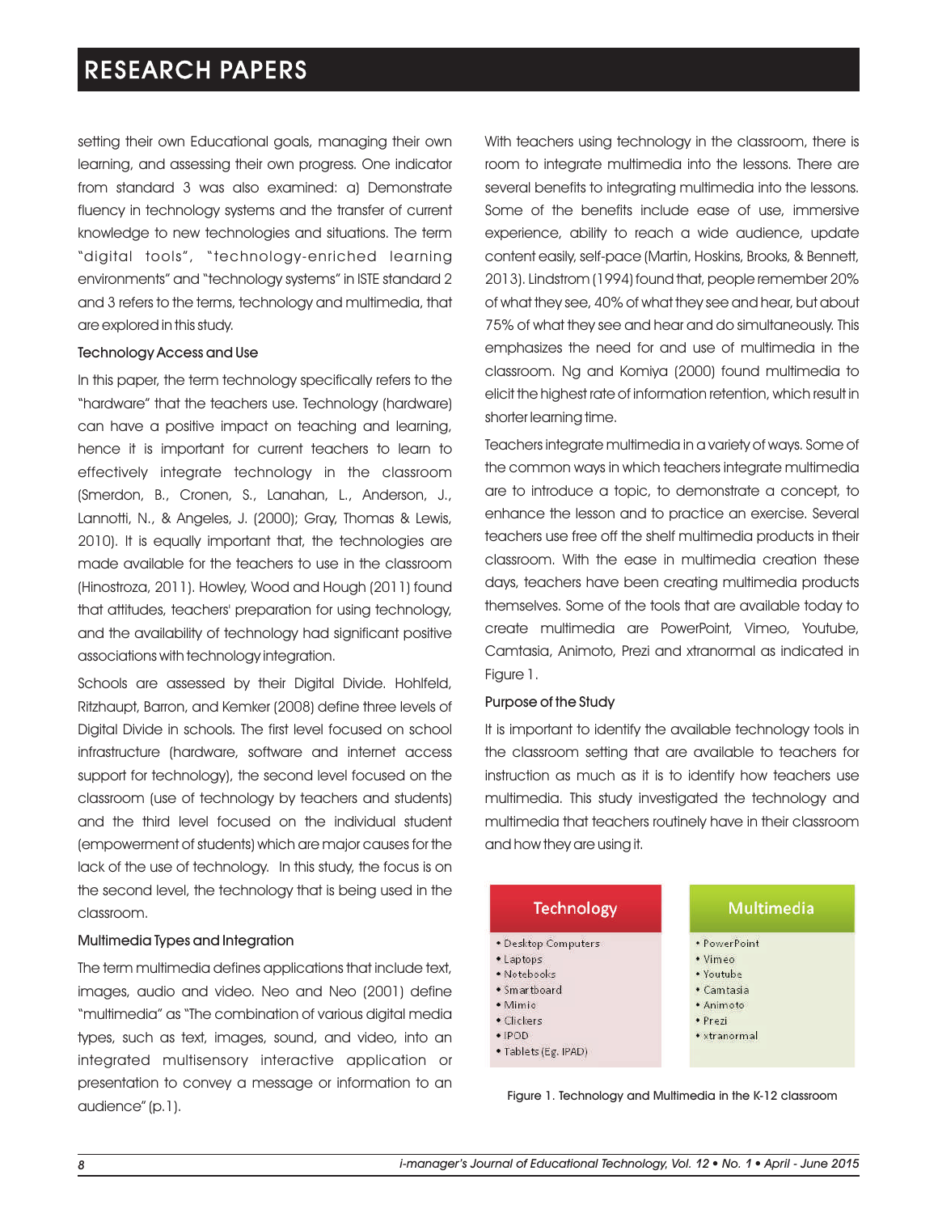setting their own Educational goals, managing their own learning, and assessing their own progress. One indicator from standard 3 was also examined: a) Demonstrate fluency in technology systems and the transfer of current knowledge to new technologies and situations. The term "digital tools", "technology-enriched learning environments" and "technology systems" in ISTE standard 2 and 3 refers to the terms, technology and multimedia, that are explored in this study.

### Technology Access and Use

In this paper, the term technology specifically refers to the "hardware" that the teachers use. Technology (hardware) can have a positive impact on teaching and learning, hence it is important for current teachers to learn to effectively integrate technology in the classroom (Smerdon, B., Cronen, S., Lanahan, L., Anderson, J., Lannotti, N., & Angeles, J. (2000); Gray, Thomas & Lewis, 2010). It is equally important that, the technologies are made available for the teachers to use in the classroom (Hinostroza, 2011). Howley, Wood and Hough (2011) found that attitudes, teachers' preparation for using technology, and the availability of technology had significant positive associations with technology integration.

Schools are assessed by their Digital Divide. Hohlfeld, Ritzhaupt, Barron, and Kemker (2008) define three levels of Digital Divide in schools. The first level focused on school infrastructure (hardware, software and internet access support for technology), the second level focused on the classroom (use of technology by teachers and students) and the third level focused on the individual student (empowerment of students) which are major causes for the lack of the use of technology. In this study, the focus is on the second level, the technology that is being used in the classroom.

### Multimedia Types and Integration

The term multimedia defines applications that include text, images, audio and video. Neo and Neo (2001) define "multimedia" as "The combination of various digital media types, such as text, images, sound, and video, into an integrated multisensory interactive application or presentation to convey a message or information to an audience" (p.1).

With teachers using technology in the classroom, there is room to integrate multimedia into the lessons. There are several benefits to integrating multimedia into the lessons. Some of the benefits include ease of use, immersive experience, ability to reach a wide audience, update content easily, self-pace (Martin, Hoskins, Brooks, & Bennett, 2013). Lindstrom (1994) found that, people remember 20% of what they see, 40% of what they see and hear, but about 75% of what they see and hear and do simultaneously. This emphasizes the need for and use of multimedia in the classroom. Ng and Komiya (2000) found multimedia to elicit the highest rate of information retention, which result in shorter learning time.

Teachers integrate multimedia in a variety of ways. Some of the common ways in which teachers integrate multimedia are to introduce a topic, to demonstrate a concept, to enhance the lesson and to practice an exercise. Several teachers use free off the shelf multimedia products in their classroom. With the ease in multimedia creation these days, teachers have been creating multimedia products themselves. Some of the tools that are available today to create multimedia are PowerPoint, Vimeo, Youtube, Camtasia, Animoto, Prezi and xtranormal as indicated in Figure 1.

### Purpose of the Study

It is important to identify the available technology tools in the classroom setting that are available to teachers for instruction as much as it is to identify how teachers use multimedia. This study investigated the technology and multimedia that teachers routinely have in their classroom and how they are using it.

| Technology | Multimedia |
| --- | --- |
| • Desktop Computers | • PowerPoint |
| • Laptops | • Vimeo |
| • Notebooks | • Youtube |
| • Smartboard | • Camtasia |
| • Mimio | • Animoto |
| • Clickers | • Prezi |
| • IPOD | • xtranormal |
| • Tablets (Eg. IPAD) | |

Figure 1. Technology and Multimedia in the K-12 classroom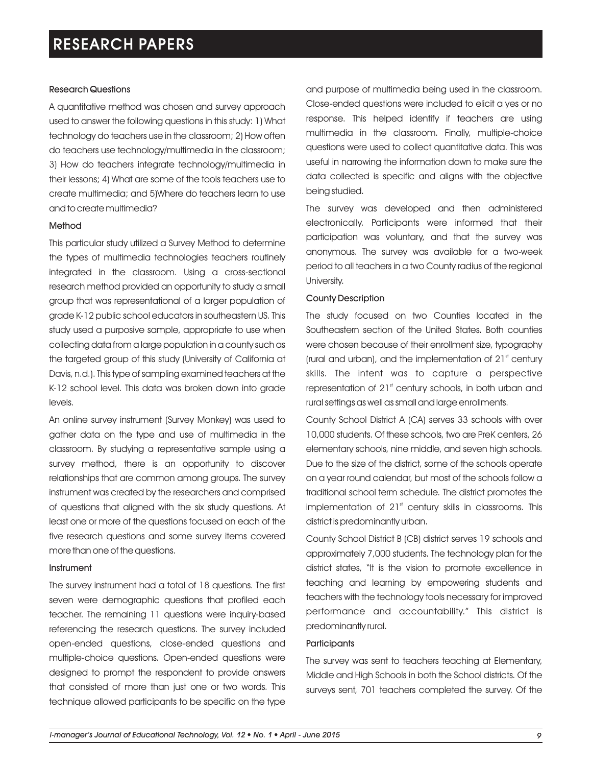#### Research Questions

A quantitative method was chosen and survey approach used to answer the following questions in this study: 1) What technology do teachers use in the classroom; 2) How often do teachers use technology/multimedia in the classroom; 3) How do teachers integrate technology/multimedia in their lessons; 4) What are some of the tools teachers use to create multimedia; and 5)Where do teachers learn to use and to create multimedia?

#### Method

This particular study utilized a Survey Method to determine the types of multimedia technologies teachers routinely integrated in the classroom. Using a cross-sectional research method provided an opportunity to study a small group that was representational of a larger population of grade K-12 public school educators in southeastern US. This study used a purposive sample, appropriate to use when collecting data from a large population in a county such as the targeted group of this study (University of California at Davis, n.d.). This type of sampling examined teachers at the K-12 school level. This data was broken down into grade levels.

An online survey instrument (Survey Monkey) was used to gather data on the type and use of multimedia in the classroom. By studying a representative sample using a survey method, there is an opportunity to discover relationships that are common among groups. The survey instrument was created by the researchers and comprised of questions that aligned with the six study questions. At least one or more of the questions focused on each of the five research questions and some survey items covered more than one of the questions.

#### Instrument

The survey instrument had a total of 18 questions. The first seven were demographic questions that profiled each teacher. The remaining 11 questions were inquiry-based referencing the research questions. The survey included open-ended questions, close-ended questions and multiple-choice questions. Open-ended questions were designed to prompt the respondent to provide answers that consisted of more than just one or two words. This technique allowed participants to be specific on the type and purpose of multimedia being used in the classroom. Close-ended questions were included to elicit a yes or no response. This helped identify if teachers are using multimedia in the classroom. Finally, multiple-choice questions were used to collect quantitative data. This was useful in narrowing the information down to make sure the data collected is specific and aligns with the objective being studied.

The survey was developed and then administered electronically. Participants were informed that their participation was voluntary, and that the survey was anonymous. The survey was available for a two-week period to all teachers in a two County radius of the regional University.

#### County Description

The study focused on two Counties located in the Southeastern section of the United States. Both counties were chosen because of their enrollment size, typography (rural and urban), and the implementation of 21st century skills. The intent was to capture a perspective representation of 21st century schools, in both urban and rural settings as well as small and large enrollments.

County School District A (CA) serves 33 schools with over 10,000 students. Of these schools, two are PreK centers, 26 elementary schools, nine middle, and seven high schools. Due to the size of the district, some of the schools operate on a year round calendar, but most of the schools follow a traditional school term schedule. The district promotes the implementation of 21st century skills in classrooms. This district is predominantly urban.

County School District B (CB) district serves 19 schools and approximately 7,000 students. The technology plan for the district states, "It is the vision to promote excellence in teaching and learning by empowering students and teachers with the technology tools necessary for improved performance and accountability." This district is predominantly rural.

#### Participants

The survey was sent to teachers teaching at Elementary, Middle and High Schools in both the School districts. Of the surveys sent, 701 teachers completed the survey. Of the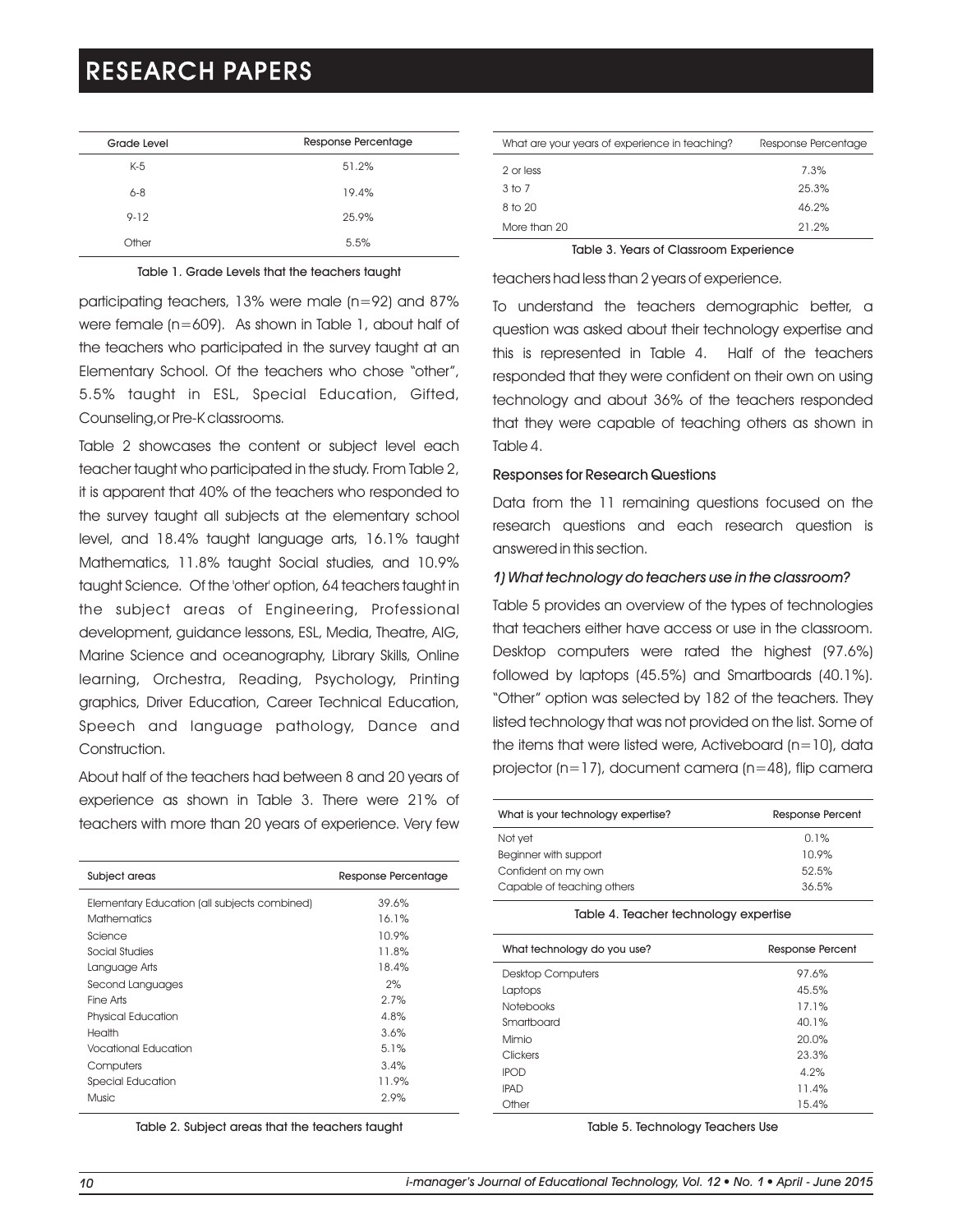| Grade Level | Response Percentage |
|---|---|
| K-5 | 51.2% |
| 6-8 | 19.4% |
| 9-12 | 25.9% |
| Other | 5.5% |

Table 1. Grade Levels that the teachers taught

participating teachers, 13% were male (n=92) and 87% were female (n=609). As shown in Table 1, about half of the teachers who participated in the survey taught at an Elementary School. Of the teachers who chose "other", 5.5% taught in ESL, Special Education, Gifted, Counseling,or Pre-K classrooms.

Table 2 showcases the content or subject level each teacher taught who participated in the study. From Table 2, it is apparent that 40% of the teachers who responded to the survey taught all subjects at the elementary school level, and 18.4% taught language arts, 16.1% taught Mathematics, 11.8% taught Social studies, and 10.9% taught Science. Of the 'other' option, 64 teachers taught in the subject areas of Engineering, Professional development, guidance lessons, ESL, Media, Theatre, AIG, Marine Science and oceanography, Library Skills, Online learning, Orchestra, Reading, Psychology, Printing graphics, Driver Education, Career Technical Education, Speech and language pathology, Dance and Construction.

About half of the teachers had between 8 and 20 years of experience as shown in Table 3. There were 21% of teachers with more than 20 years of experience. Very few teachers had less than 2 years of experience.

| Subject areas | Response Percentage |
|---|---|
| Elementary Education (all subjects combined) | 39.6% |
| Mathematics | 16.1% |
| Science | 10.9% |
| Social Studies | 11.8% |
| Language Arts | 18.4% |
| Second Languages | 2% |
| Fine Arts | 2.7% |
| Physical Education | 4.8% |
| Health | 3.6% |
| Vocational Education | 5.1% |
| Computers | 3.4% |
| Special Education | 11.9% |
| Music | 2.9% |

Table 2. Subject areas that the teachers taught

| What are your years of experience in teaching? | Response Percentage |
|---|---|
| 2 or less | 7.3% |
| 3 to 7 | 25.3% |
| 8 to 20 | 46.2% |
| More than 20 | 21.2% |

Table 3. Years of Classroom Experience

To understand the teachers demographic better, a question was asked about their technology expertise and this is represented in Table 4. Half of the teachers responded that they were confident on their own on using technology and about 36% of the teachers responded that they were capable of teaching others as shown in Table 4.

### Responses for Research Questions

Data from the 11 remaining questions focused on the research questions and each research question is answered in this section.

*1) What technology do teachers use in the classroom?*

Table 5 provides an overview of the types of technologies that teachers either have access or use in the classroom. Desktop computers were rated the highest (97.6%) followed by laptops (45.5%) and Smartboards (40.1%). "Other" option was selected by 182 of the teachers. They listed technology that was not provided on the list. Some of the items that were listed were, Activeboard (n=10), data projector (n=17), document camera (n=48), flip camera

| What is your technology expertise? | Response Percent |
|---|---|
| Not yet | 0.1% |
| Beginner with support | 10.9% |
| Confident on my own | 52.5% |
| Capable of teaching others | 36.5% |

Table 4. Teacher technology expertise

| What technology do you use? | Response Percent |
|---|---|
| Desktop Computers | 97.6% |
| Laptops | 45.5% |
| Notebooks | 17.1% |
| Smartboard | 40.1% |
| Mimio | 20.0% |
| Clickers | 23.3% |
| IPOD | 4.2% |
| IPAD | 11.4% |
| Other | 15.4% |

Table 5. Technology Teachers Use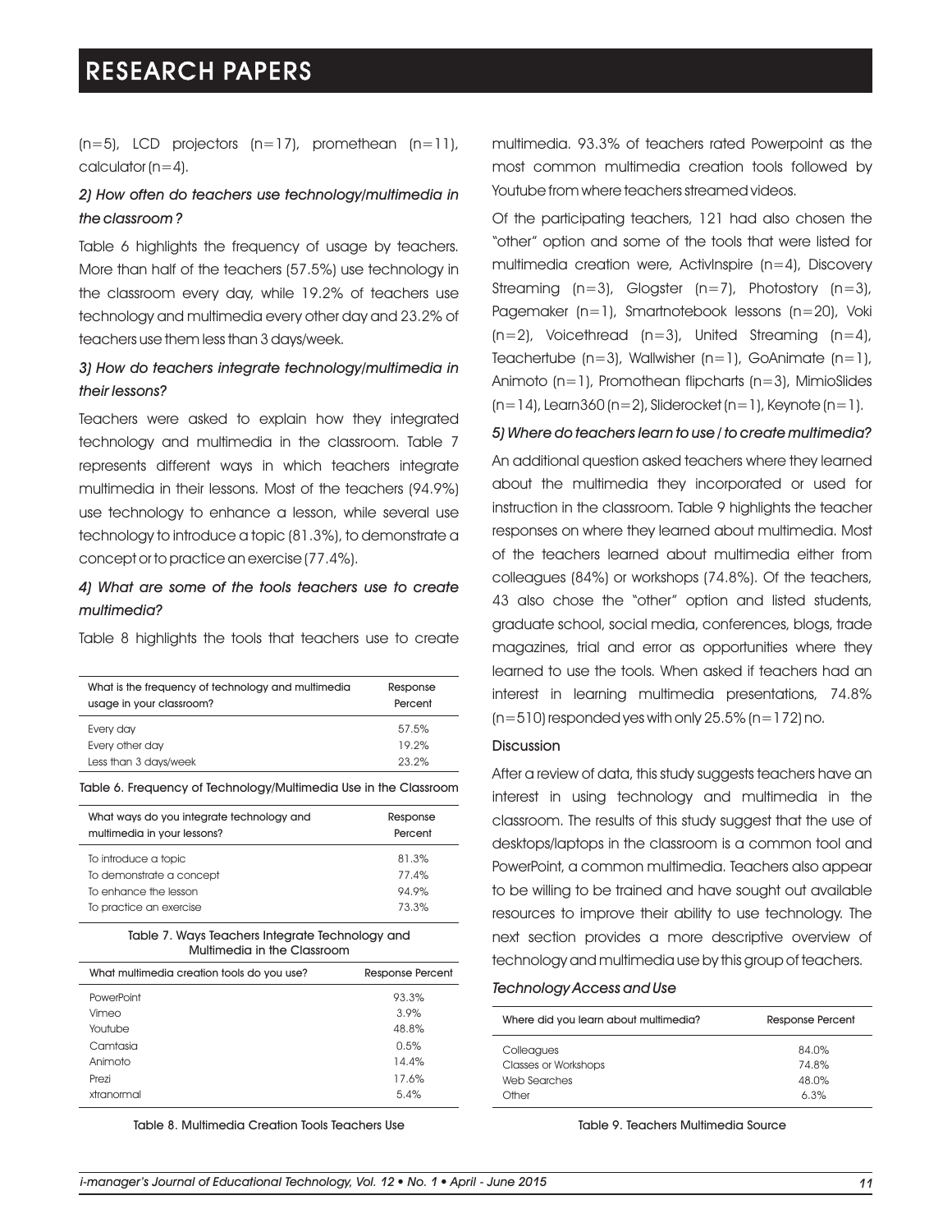(n=5), LCD projectors (n=17), promethean (n=11), calculator (n=4).

### *2) How often do teachers use technology/multimedia in the classroom?*

Table 6 highlights the frequency of usage by teachers. More than half of the teachers (57.5%) use technology in the classroom every day, while 19.2% of teachers use technology and multimedia every other day and 23.2% of teachers use them less than 3 days/week.

### *3) How do teachers integrate technology/multimedia in their lessons?*

Teachers were asked to explain how they integrated technology and multimedia in the classroom. Table 7 represents different ways in which teachers integrate multimedia in their lessons. Most of the teachers (94.9%) use technology to enhance a lesson, while several use technology to introduce a topic (81.3%), to demonstrate a concept or to practice an exercise (77.4%).

### *4) What are some of the tools teachers use to create multimedia?*

Table 8 highlights the tools that teachers use to create multimedia. 93.3% of teachers rated Powerpoint as the most common multimedia creation tools followed by Youtube from where teachers streamed videos.

| What is the frequency of technology and multimedia usage in your classroom? | Response Percent |
|---|---|
| Every day | 57.5% |
| Every other day | 19.2% |
| Less than 3 days/week | 23.2% |

Table 6. Frequency of Technology/Multimedia Use in the Classroom

| What ways do you integrate technology and multimedia in your lessons? | Response Percent |
|---|---|
| To introduce a topic | 81.3% |
| To demonstrate a concept | 77.4% |
| To enhance the lesson | 94.9% |
| To practice an exercise | 73.3% |

Table 7. Ways Teachers Integrate Technology and Multimedia in the Classroom

| What multimedia creation tools do you use? | Response Percent |
|---|---|
| PowerPoint | 93.3% |
| Vimeo | 3.9% |
| Youtube | 48.8% |
| Camtasia | 0.5% |
| Animoto | 14.4% |
| Prezi | 17.6% |
| xtranormal | 5.4% |

Table 8. Multimedia Creation Tools Teachers Use

Of the participating teachers, 121 had also chosen the "other" option and some of the tools that were listed for multimedia creation were, ActivInspire (n=4), Discovery Streaming (n=3), Glogster (n=7), Photostory (n=3), Pagemaker (n=1), Smartnotebook lessons (n=20), Voki (n=2), Voicethread (n=3), United Streaming (n=4), Teachertube (n=3), Wallwisher (n=1), GoAnimate (n=1), Animoto (n=1), Promothean flipcharts (n=3), MimioSlides (n=14), Learn360 (n=2), Sliderocket (n=1), Keynote (n=1).

### *5) Where do teachers learn to use / to create multimedia?*

An additional question asked teachers where they learned about the multimedia they incorporated or used for instruction in the classroom. Table 9 highlights the teacher responses on where they learned about multimedia. Most of the teachers learned about multimedia either from colleagues (84%) or workshops (74.8%). Of the teachers, 43 also chose the "other" option and listed students, graduate school, social media, conferences, blogs, trade magazines, trial and error as opportunities where they learned to use the tools. When asked if teachers had an interest in learning multimedia presentations, 74.8% (n=510) responded yes with only 25.5% (n=172) no.

## Discussion

After a review of data, this study suggests teachers have an interest in using technology and multimedia in the classroom. The results of this study suggest that the use of desktops/laptops in the classroom is a common tool and PowerPoint, a common multimedia. Teachers also appear to be willing to be trained and have sought out available resources to improve their ability to use technology. The next section provides a more descriptive overview of technology and multimedia use by this group of teachers.

### *Technology Access and Use*

| Where did you learn about multimedia? | Response Percent |
|---|---|
| Colleagues | 84.0% |
| Classes or Workshops | 74.8% |
| Web Searches | 48.0% |
| Other | 6.3% |

Table 9. Teachers Multimedia Source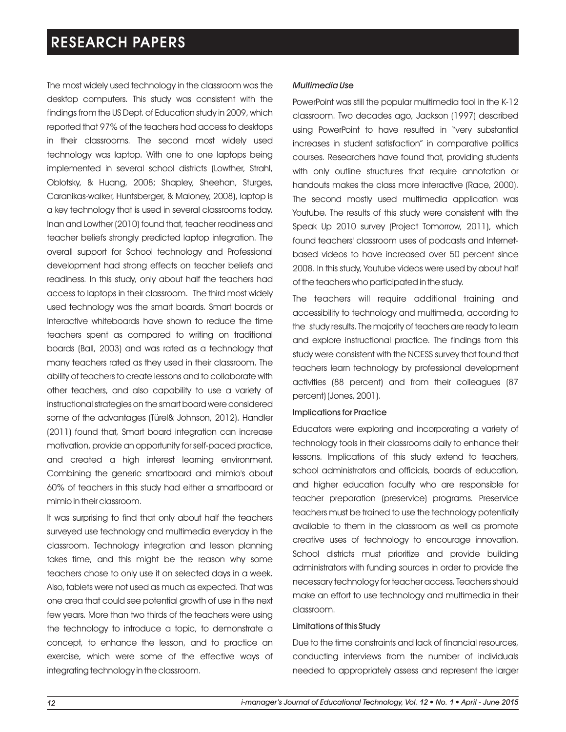The most widely used technology in the classroom was the desktop computers. This study was consistent with the findings from the US Dept. of Education study in 2009, which reported that 97% of the teachers had access to desktops in their classrooms. The second most widely used technology was laptop. With one to one laptops being implemented in several school districts (Lowther, Strahl, Oblotsky, & Huang, 2008; Shapley, Sheehan, Sturges, Caranikas-walker, Huntsberger, & Maloney, 2008), laptop is a key technology that is used in several classrooms today. Inan and Lowther (2010) found that, teacher readiness and teacher beliefs strongly predicted laptop integration. The overall support for School technology and Professional development had strong effects on teacher beliefs and readiness. In this study, only about half the teachers had access to laptops in their classroom. The third most widely used technology was the smart boards. Smart boards or Interactive whiteboards have shown to reduce the time teachers spent as compared to writing on traditional boards (Ball, 2003) and was rated as a technology that many teachers rated as they used in their classroom. The ability of teachers to create lessons and to collaborate with other teachers, and also capability to use a variety of instructional strategies on the smart board were considered some of the advantages (Türel& Johnson, 2012). Handler (2011) found that, Smart board integration can increase motivation, provide an opportunity for self-paced practice, and created a high interest learning environment. Combining the generic smartboard and mimio's about 60% of teachers in this study had either a smartboard or mimio in their classroom.

It was surprising to find that only about half the teachers surveyed use technology and multimedia everyday in the classroom. Technology integration and lesson planning takes time, and this might be the reason why some teachers chose to only use it on selected days in a week. Also, tablets were not used as much as expected. That was one area that could see potential growth of use in the next few years. More than two thirds of the teachers were using the technology to introduce a topic, to demonstrate a concept, to enhance the lesson, and to practice an exercise, which were some of the effective ways of integrating technology in the classroom.

*Multimedia Use*

PowerPoint was still the popular multimedia tool in the K-12 classroom. Two decades ago, Jackson (1997) described using PowerPoint to have resulted in "very substantial increases in student satisfaction" in comparative politics courses. Researchers have found that, providing students with only outline structures that require annotation or handouts makes the class more interactive (Race, 2000). The second mostly used multimedia application was Youtube. The results of this study were consistent with the Speak Up 2010 survey (Project Tomorrow, 2011), which found teachers' classroom uses of podcasts and Internet-based videos to have increased over 50 percent since 2008. In this study, Youtube videos were used by about half of the teachers who participated in the study.

The teachers will require additional training and accessibility to technology and multimedia, according to the study results. The majority of teachers are ready to learn and explore instructional practice. The findings from this study were consistent with the NCESS survey that found that teachers learn technology by professional development activities (88 percent) and from their colleagues (87 percent) (Jones, 2001).

### Implications for Practice

Educators were exploring and incorporating a variety of technology tools in their classrooms daily to enhance their lessons. Implications of this study extend to teachers, school administrators and officials, boards of education, and higher education faculty who are responsible for teacher preparation (preservice) programs. Preservice teachers must be trained to use the technology potentially available to them in the classroom as well as promote creative uses of technology to encourage innovation. School districts must prioritize and provide building administrators with funding sources in order to provide the necessary technology for teacher access. Teachers should make an effort to use technology and multimedia in their classroom.

### Limitations of this Study

Due to the time constraints and lack of financial resources, conducting interviews from the number of individuals needed to appropriately assess and represent the larger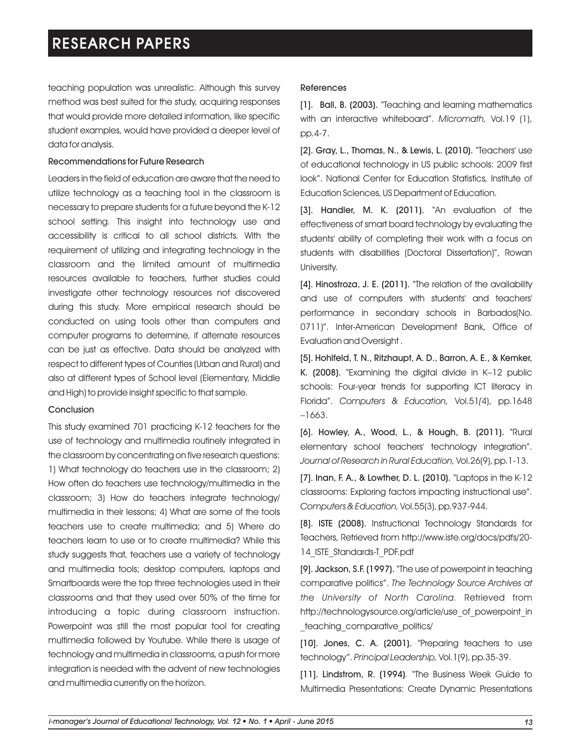teaching population was unrealistic. Although this survey method was best suited for the study, acquiring responses that would provide more detailed information, like specific student examples, would have provided a deeper level of data for analysis.

### Recommendations for Future Research

Leaders in the field of education are aware that the need to utilize technology as a teaching tool in the classroom is necessary to prepare students for a future beyond the K-12 school setting. This insight into technology use and accessibility is critical to all school districts. With the requirement of utilizing and integrating technology in the classroom and the limited amount of multimedia resources available to teachers, further studies could investigate other technology resources not discovered during this study. More empirical research should be conducted on using tools other than computers and computer programs to determine, if alternate resources can be just as effective. Data should be analyzed with respect to different types of Counties (Urban and Rural) and also at different types of School level (Elementary, Middle and High) to provide insight specific to that sample.

### Conclusion

This study examined 701 practicing K-12 teachers for the use of technology and multimedia routinely integrated in the classroom by concentrating on five research questions: 1) What technology do teachers use in the classroom; 2) How often do teachers use technology/multimedia in the classroom; 3) How do teachers integrate technology/ multimedia in their lessons; 4) What are some of the tools teachers use to create multimedia; and 5) Where do teachers learn to use or to create multimedia? While this study suggests that, teachers use a variety of technology and multimedia tools; desktop computers, laptops and Smartboards were the top three technologies used in their classrooms and that they used over 50% of the time for introducing a topic during classroom instruction. Powerpoint was still the most popular tool for creating multimedia followed by Youtube. While there is usage of technology and multimedia in classrooms, a push for more integration is needed with the advent of new technologies and multimedia currently on the horizon.

### References

[1]. **Ball, B. (2003).** "Teaching and learning mathematics with an interactive whiteboard". *Micromath,* Vol.19 (1), pp.4-7.

[2]. **Gray, L., Thomas, N., & Lewis, L. (2010).** "Teachers' use of educational technology in US public schools: 2009 first look". National Center for Education Statistics, Institute of Education Sciences, US Department of Education.

[3]. **Handler, M. K. (2011).** "An evaluation of the effectiveness of smart board technology by evaluating the students' ability of completing their work with a focus on students with disabilities (Doctoral Dissertation)", Rowan University.

[4]. **Hinostroza, J. E. (2011).** "The relation of the availability and use of computers with students' and teachers' performance in secondary schools in Barbados(No. 0711)". Inter-American Development Bank, Office of Evaluation and Oversight .

[5]. **Hohlfeld, T. N., Ritzhaupt, A. D., Barron, A. E., & Kemker, K. (2008).** "Examining the digital divide in K–12 public schools: Four-year trends for supporting ICT literacy in Florida". *Computers & Education,* Vol.51(4), pp.1648 –1663.

[6]. **Howley, A., Wood, L., & Hough, B. (2011).** "Rural elementary school teachers' technology integration". *Journal of Research in Rural Education,* Vol.26(9), pp.1-13.

[7]. **Inan, F. A., & Lowther, D. L. (2010).** "Laptops in the K-12 classrooms: Exploring factors impacting instructional use". *Computers & Education,* Vol.55(3), pp.937-944.

[8]. **ISTE (2008).** Instructional Technology Standards for Teachers, Retrieved from http://www.iste.org/docs/pdfs/20-14_ISTE_Standards-T_PDF.pdf

[9]. **Jackson, S.F. (1997).** "The use of powerpoint in teaching comparative politics". *The Technology Source Archives at the University of North Carolina.* Retrieved from http://technologysource.org/article/use_of_powerpoint_in_teaching_comparative_politics/

[10]. **Jones, C. A. (2001).** "Preparing teachers to use technology". *Principal Leadership,* Vol.1(9), pp.35-39.

[11]. **Lindstrom, R. (1994)**. "The Business Week Guide to Multimedia Presentations: Create Dynamic Presentations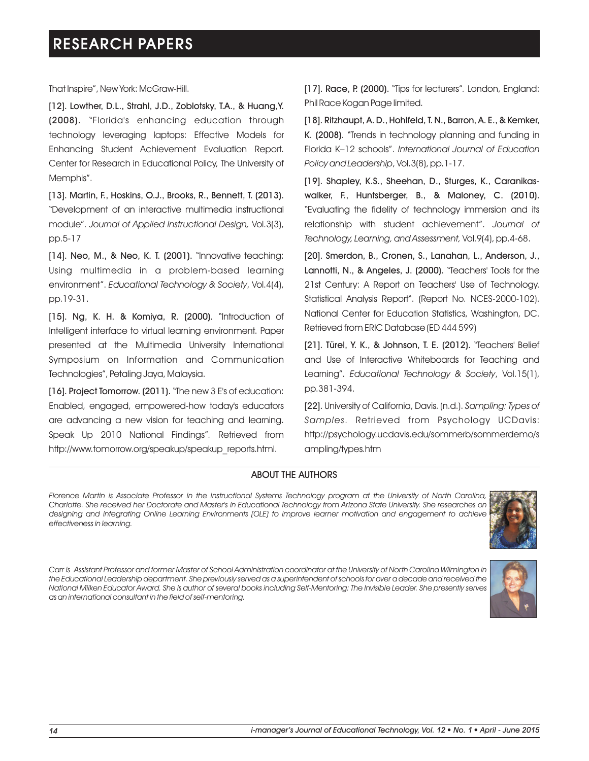That Inspire", New York: McGraw-Hill.

**[12]. Lowther, D.L., Strahl, J.D., Zoblotsky, T.A., & Huang,Y. (2008).** "Florida's enhancing education through technology leveraging laptops: Effective Models for Enhancing Student Achievement Evaluation Report. Center for Research in Educational Policy, The University of Memphis".

**[13]. Martin, F., Hoskins, O.J., Brooks, R., Bennett, T. (2013).** "Development of an interactive multimedia instructional module". *Journal of Applied Instructional Design,* Vol.3(3), pp.5-17

**[14]. Neo, M., & Neo, K. T. (2001).** "Innovative teaching: Using multimedia in a problem-based learning environment". *Educational Technology & Society*, Vol.4(4), pp.19-31.

**[15]. Ng, K. H. & Komiya, R. (2000).** "Introduction of Intelligent interface to virtual learning environment. Paper presented at the Multimedia University International Symposium on Information and Communication Technologies", Petaling Jaya, Malaysia.

**[16]. Project Tomorrow. (2011).** "The new 3 E's of education: Enabled, engaged, empowered-how today's educators are advancing a new vision for teaching and learning. Speak Up 2010 National Findings". Retrieved from http://www.tomorrow.org/speakup/speakup_reports.html.

**[17]. Race, P. (2000).** "Tips for lecturers". London, England: Phil Race Kogan Page limited.

**[18]. Ritzhaupt, A. D., Hohlfeld, T. N., Barron, A. E., & Kemker, K. (2008).** "Trends in technology planning and funding in Florida K–12 schools". *International Journal of Education Policy and Leadership*, Vol.3(8), pp.1-17.

**[19]. Shapley, K.S., Sheehan, D., Sturges, K., Caranikas-walker, F., Huntsberger, B., & Maloney, C. (2010).** "Evaluating the fidelity of technology immersion and its relationship with student achievement". *Journal of Technology, Learning, and Assessment,* Vol.9(4), pp.4-68.

**[20]. Smerdon, B., Cronen, S., Lanahan, L., Anderson, J., Lannotti, N., & Angeles, J. (2000).** "Teachers' Tools for the 21st Century: A Report on Teachers' Use of Technology. Statistical Analysis Report". (Report No. NCES-2000-102). National Center for Education Statistics, Washington, DC. Retrieved from ERIC Database (ED 444 599)

**[21]. Türel, Y. K., & Johnson, T. E. (2012).** "Teachers' Belief and Use of Interactive Whiteboards for Teaching and Learning". *Educational Technology & Society*, Vol.15(1), pp.381-394.

**[22].** University of California, Davis. (n.d.). *Sampling: Types of Samples*. Retrieved from Psychology UCDavis: http://psychology.ucdavis.edu/sommerb/sommerdemo/sampling/types.htm

## ABOUT THE AUTHORS

*Florence Martin is Associate Professor in the Instructional Systems Technology program at the University of North Carolina, Charlotte. She received her Doctorate and Master's in Educational Technology from Arizona State University. She researches on designing and integrating Online Learning Environments (OLE) to improve learner motivation and engagement to achieve effectiveness in learning.*

*Carr is Assistant Professor and former Master of School Administration coordinator at the University of North Carolina Wilmington in the Educational Leadership department. She previously served as a superintendent of schools for over a decade and received the National Milken Educator Award. She is author of several books including Self-Mentoring: The Invisible Leader. She presently serves as an international consultant in the field of self-mentoring.*